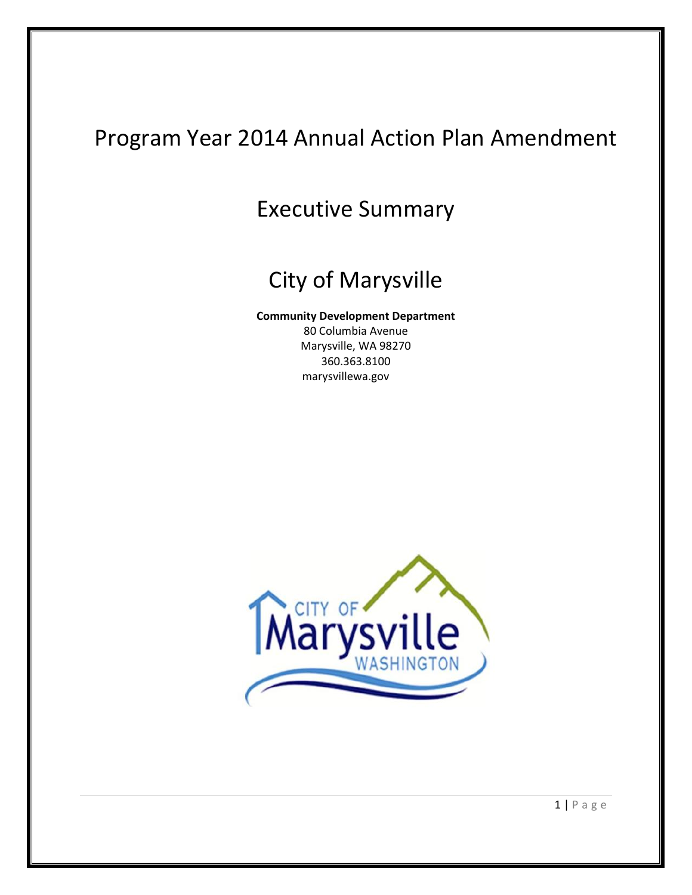# Program Year 2014 Annual Action Plan Amendment

## Executive Summary

## City of Marysville

**Community Development Department**
80 Columbia Avenue
Marysville, WA 98270
360.363.8100
marysvillewa.gov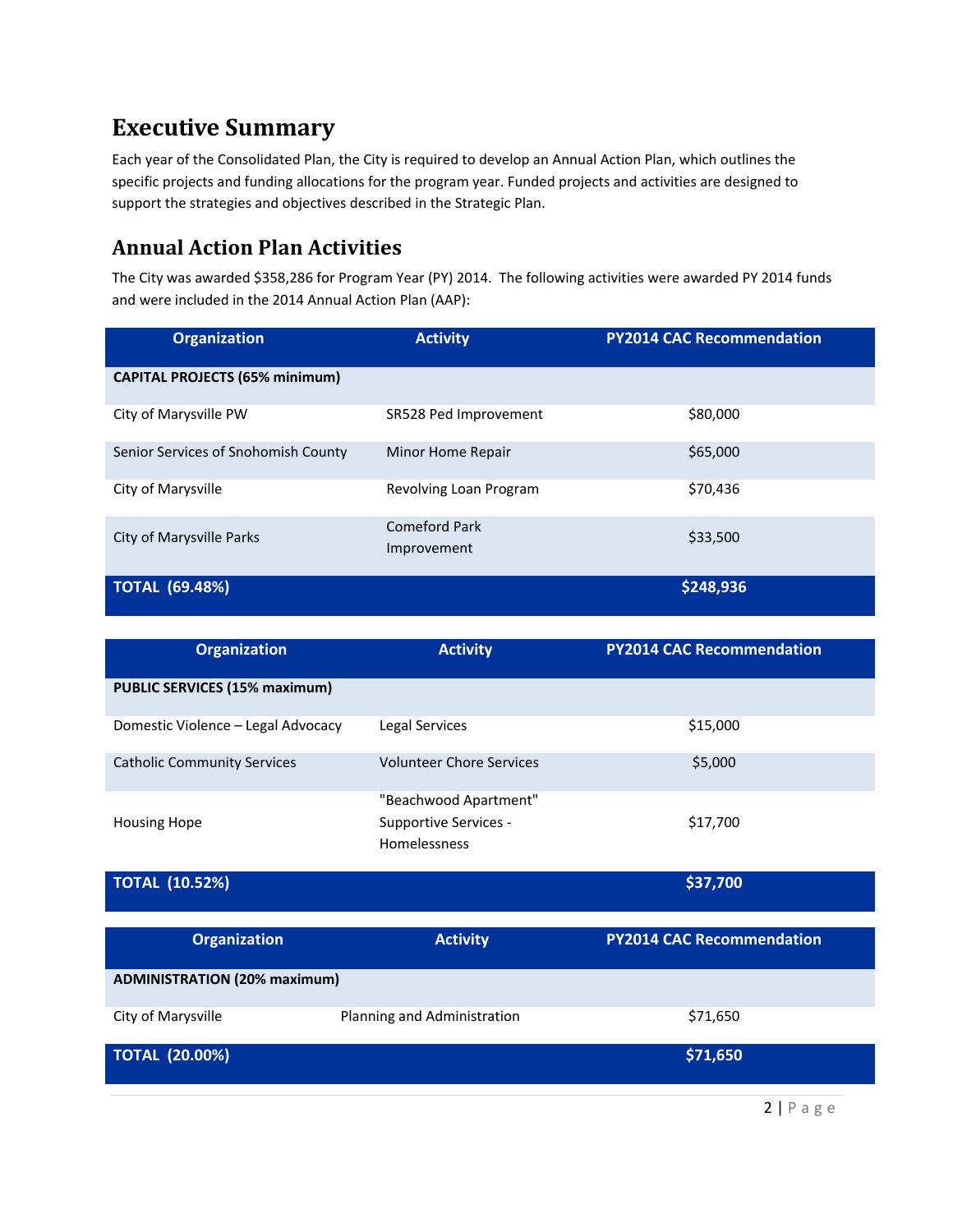# Executive Summary

Each year of the Consolidated Plan, the City is required to develop an Annual Action Plan, which outlines the specific projects and funding allocations for the program year. Funded projects and activities are designed to support the strategies and objectives described in the Strategic Plan.

## Annual Action Plan Activities

The City was awarded $358,286 for Program Year (PY) 2014. The following activities were awarded PY 2014 funds and were included in the 2014 Annual Action Plan (AAP):

| Organization | Activity | PY2014 CAC Recommendation |
|---|---|---|
| **CAPITAL PROJECTS (65% minimum)** | | |
| City of Marysville PW | SR528 Ped Improvement | $80,000 |
| Senior Services of Snohomish County | Minor Home Repair | $65,000 |
| City of Marysville | Revolving Loan Program | $70,436 |
| City of Marysville Parks | Comeford Park Improvement | $33,500 |
| **TOTAL (69.48%)** | | **$248,936** |

| Organization | Activity | PY2014 CAC Recommendation |
|---|---|---|
| **PUBLIC SERVICES (15% maximum)** | | |
| Domestic Violence – Legal Advocacy | Legal Services | $15,000 |
| Catholic Community Services | Volunteer Chore Services | $5,000 |
| Housing Hope | "Beachwood Apartment" Supportive Services - Homelessness | $17,700 |
| **TOTAL (10.52%)** | | **$37,700** |

| Organization | Activity | PY2014 CAC Recommendation |
|---|---|---|
| **ADMINISTRATION (20% maximum)** | | |
| City of Marysville | Planning and Administration | $71,650 |
| **TOTAL (20.00%)** | | **$71,650** |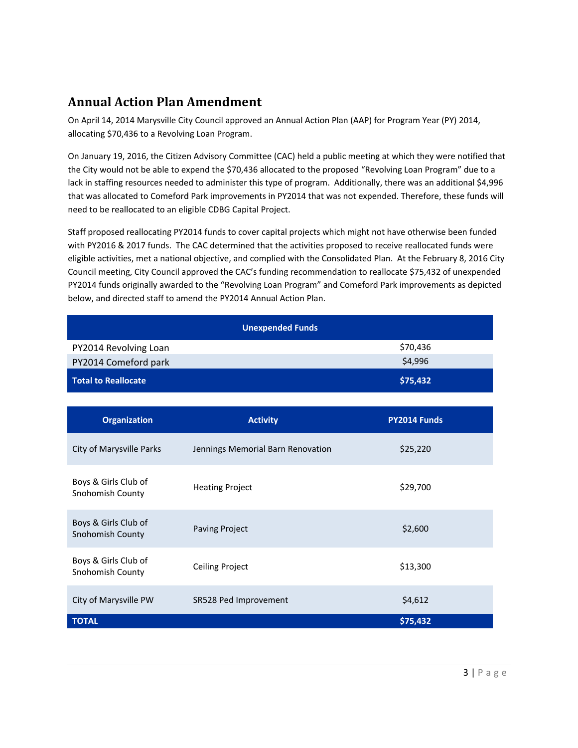## Annual Action Plan Amendment

On April 14, 2014 Marysville City Council approved an Annual Action Plan (AAP) for Program Year (PY) 2014, allocating $70,436 to a Revolving Loan Program.

On January 19, 2016, the Citizen Advisory Committee (CAC) held a public meeting at which they were notified that the City would not be able to expend the $70,436 allocated to the proposed "Revolving Loan Program" due to a lack in staffing resources needed to administer this type of program. Additionally, there was an additional $4,996 that was allocated to Comeford Park improvements in PY2014 that was not expended. Therefore, these funds will need to be reallocated to an eligible CDBG Capital Project.

Staff proposed reallocating PY2014 funds to cover capital projects which might not have otherwise been funded with PY2016 & 2017 funds. The CAC determined that the activities proposed to receive reallocated funds were eligible activities, met a national objective, and complied with the Consolidated Plan. At the February 8, 2016 City Council meeting, City Council approved the CAC's funding recommendation to reallocate $75,432 of unexpended PY2014 funds originally awarded to the "Revolving Loan Program" and Comeford Park improvements as depicted below, and directed staff to amend the PY2014 Annual Action Plan.

| Unexpended Funds | |
|---|---|
| PY2014 Revolving Loan | $70,436 |
| PY2014 Comeford park | $4,996 |
| **Total to Reallocate** | **$75,432** |

| Organization | Activity | PY2014 Funds |
|---|---|---|
| City of Marysville Parks | Jennings Memorial Barn Renovation | $25,220 |
| Boys & Girls Club of Snohomish County | Heating Project | $29,700 |
| Boys & Girls Club of Snohomish County | Paving Project | $2,600 |
| Boys & Girls Club of Snohomish County | Ceiling Project | $13,300 |
| City of Marysville PW | SR528 Ped Improvement | $4,612 |
| **TOTAL** | | **$75,432** |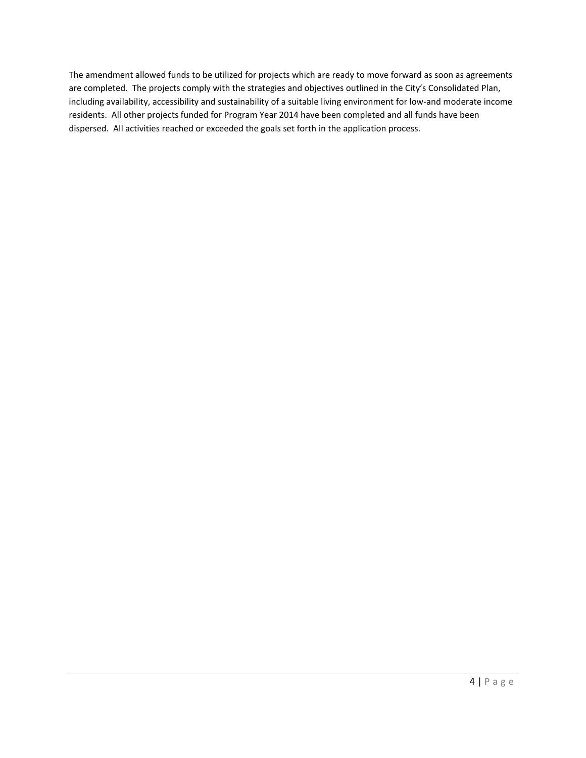The amendment allowed funds to be utilized for projects which are ready to move forward as soon as agreements are completed. The projects comply with the strategies and objectives outlined in the City's Consolidated Plan, including availability, accessibility and sustainability of a suitable living environment for low-and moderate income residents. All other projects funded for Program Year 2014 have been completed and all funds have been dispersed. All activities reached or exceeded the goals set forth in the application process.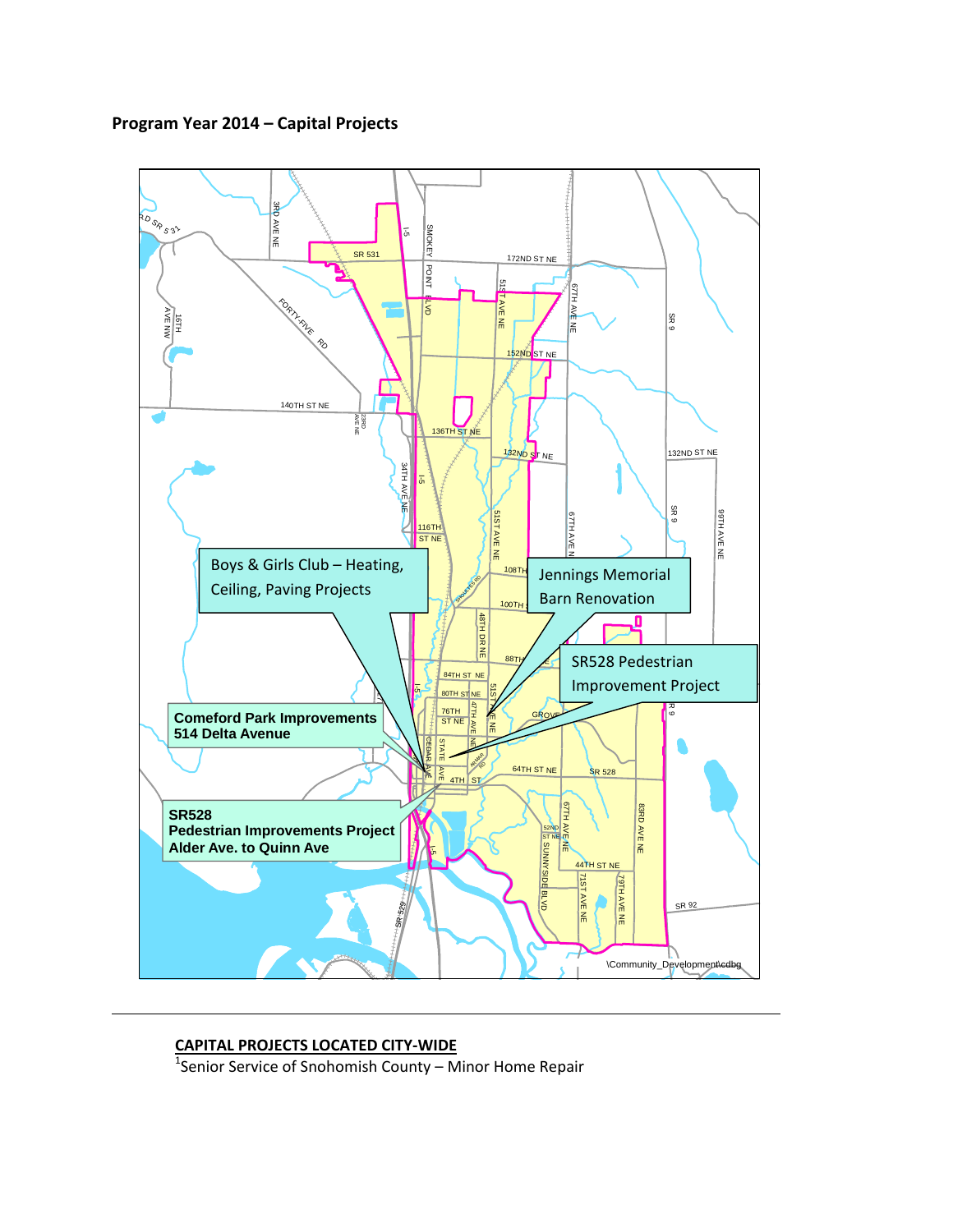**Program Year 2014 – Capital Projects**

Boys & Girls Club – Heating, Ceiling, Paving Projects

Jennings Memorial Barn Renovation

SR528 Pedestrian Improvement Project

**Comeford Park Improvements 514 Delta Avenue**

**SR528 Pedestrian Improvements Project Alder Ave. to Quinn Ave**

\Community_Development\cdbg

**CAPITAL PROJECTS LOCATED CITY-WIDE**

[1]Senior Service of Snohomish County – Minor Home Repair